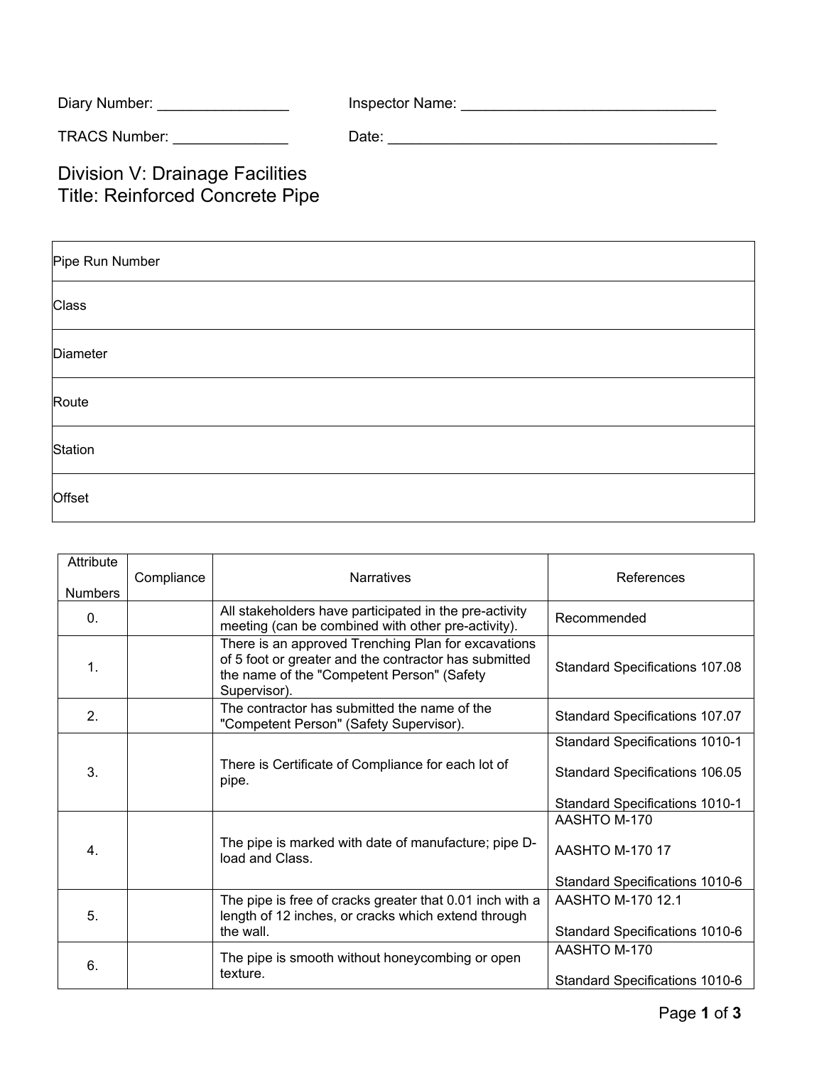Diary Number: ________________ Inspector Name: ________________________________

TRACS Number: ______________ Date: __________________________________________

# Division V: Drainage Facilities
# Title: Reinforced Concrete Pipe

| Pipe Run Number |
|---|
| Class |
| Diameter |
| Route |
| Station |
| Offset |

| Attribute Numbers | Compliance | Narratives | References |
|---|---|---|---|
| 0. | | All stakeholders have participated in the pre-activity meeting (can be combined with other pre-activity). | Recommended |
| 1. | | There is an approved Trenching Plan for excavations of 5 foot or greater and the contractor has submitted the name of the "Competent Person" (Safety Supervisor). | Standard Specifications 107.08 |
| 2. | | The contractor has submitted the name of the "Competent Person" (Safety Supervisor). | Standard Specifications 107.07 |
| 3. | | There is Certificate of Compliance for each lot of pipe. | Standard Specifications 1010-1<br>Standard Specifications 106.05<br>Standard Specifications 1010-1 |
| 4. | | The pipe is marked with date of manufacture; pipe D-load and Class. | AASHTO M-170<br>AASHTO M-170 17<br>Standard Specifications 1010-6 |
| 5. | | The pipe is free of cracks greater that 0.01 inch with a length of 12 inches, or cracks which extend through the wall. | AASHTO M-170 12.1<br>Standard Specifications 1010-6 |
| 6. | | The pipe is smooth without honeycombing or open texture. | AASHTO M-170<br>Standard Specifications 1010-6 |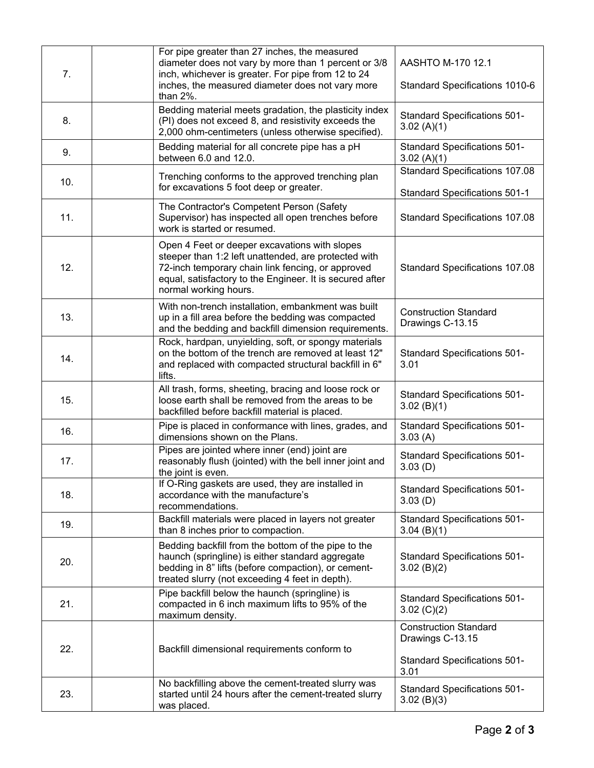| | | | |
|---|---|---|---|
| 7. | | For pipe greater than 27 inches, the measured diameter does not vary by more than 1 percent or 3/8 inch, whichever is greater. For pipe from 12 to 24 inches, the measured diameter does not vary more than 2%. | AASHTO M-170 12.1<br><br>Standard Specifications 1010-6 |
| 8. | | Bedding material meets gradation, the plasticity index (PI) does not exceed 8, and resistivity exceeds the 2,000 ohm-centimeters (unless otherwise specified). | Standard Specifications 501-3.02 (A)(1) |
| 9. | | Bedding material for all concrete pipe has a pH between 6.0 and 12.0. | Standard Specifications 501-3.02 (A)(1) |
| 10. | | Trenching conforms to the approved trenching plan for excavations 5 foot deep or greater. | Standard Specifications 107.08<br><br>Standard Specifications 501-1 |
| 11. | | The Contractor's Competent Person (Safety Supervisor) has inspected all open trenches before work is started or resumed. | Standard Specifications 107.08 |
| 12. | | Open 4 Feet or deeper excavations with slopes steeper than 1:2 left unattended, are protected with 72-inch temporary chain link fencing, or approved equal, satisfactory to the Engineer. It is secured after normal working hours. | Standard Specifications 107.08 |
| 13. | | With non-trench installation, embankment was built up in a fill area before the bedding was compacted and the bedding and backfill dimension requirements. | Construction Standard Drawings C-13.15 |
| 14. | | Rock, hardpan, unyielding, soft, or spongy materials on the bottom of the trench are removed at least 12" and replaced with compacted structural backfill in 6" lifts. | Standard Specifications 501-3.01 |
| 15. | | All trash, forms, sheeting, bracing and loose rock or loose earth shall be removed from the areas to be backfilled before backfill material is placed. | Standard Specifications 501-3.02 (B)(1) |
| 16. | | Pipe is placed in conformance with lines, grades, and dimensions shown on the Plans. | Standard Specifications 501-3.03 (A) |
| 17. | | Pipes are jointed where inner (end) joint are reasonably flush (jointed) with the bell inner joint and the joint is even. | Standard Specifications 501-3.03 (D) |
| 18. | | If O-Ring gaskets are used, they are installed in accordance with the manufacture's recommendations. | Standard Specifications 501-3.03 (D) |
| 19. | | Backfill materials were placed in layers not greater than 8 inches prior to compaction. | Standard Specifications 501-3.04 (B)(1) |
| 20. | | Bedding backfill from the bottom of the pipe to the haunch (springline) is either standard aggregate bedding in 8" lifts (before compaction), or cement-treated slurry (not exceeding 4 feet in depth). | Standard Specifications 501-3.02 (B)(2) |
| 21. | | Pipe backfill below the haunch (springline) is compacted in 6 inch maximum lifts to 95% of the maximum density. | Standard Specifications 501-3.02 (C)(2) |
| 22. | | Backfill dimensional requirements conform to | Construction Standard Drawings C-13.15<br><br>Standard Specifications 501-3.01 |
| 23. | | No backfilling above the cement-treated slurry was started until 24 hours after the cement-treated slurry was placed. | Standard Specifications 501-3.02 (B)(3) |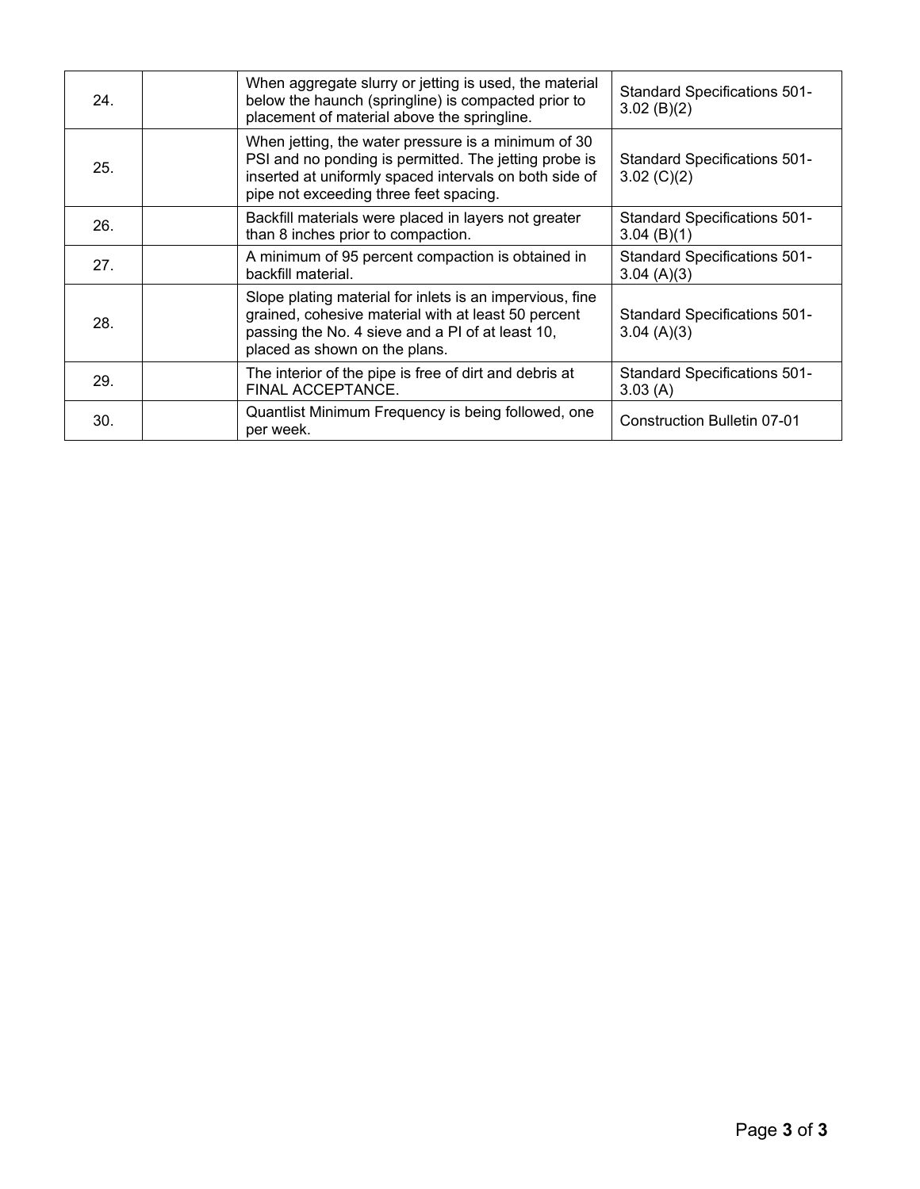| | | | |
|---|---|---|---|
| 24. | | When aggregate slurry or jetting is used, the material below the haunch (springline) is compacted prior to placement of material above the springline. | Standard Specifications 501-3.02 (B)(2) |
| 25. | | When jetting, the water pressure is a minimum of 30 PSI and no ponding is permitted. The jetting probe is inserted at uniformly spaced intervals on both side of pipe not exceeding three feet spacing. | Standard Specifications 501-3.02 (C)(2) |
| 26. | | Backfill materials were placed in layers not greater than 8 inches prior to compaction. | Standard Specifications 501-3.04 (B)(1) |
| 27. | | A minimum of 95 percent compaction is obtained in backfill material. | Standard Specifications 501-3.04 (A)(3) |
| 28. | | Slope plating material for inlets is an impervious, fine grained, cohesive material with at least 50 percent passing the No. 4 sieve and a PI of at least 10, placed as shown on the plans. | Standard Specifications 501-3.04 (A)(3) |
| 29. | | The interior of the pipe is free of dirt and debris at FINAL ACCEPTANCE. | Standard Specifications 501-3.03 (A) |
| 30. | | Quantlist Minimum Frequency is being followed, one per week. | Construction Bulletin 07-01 |